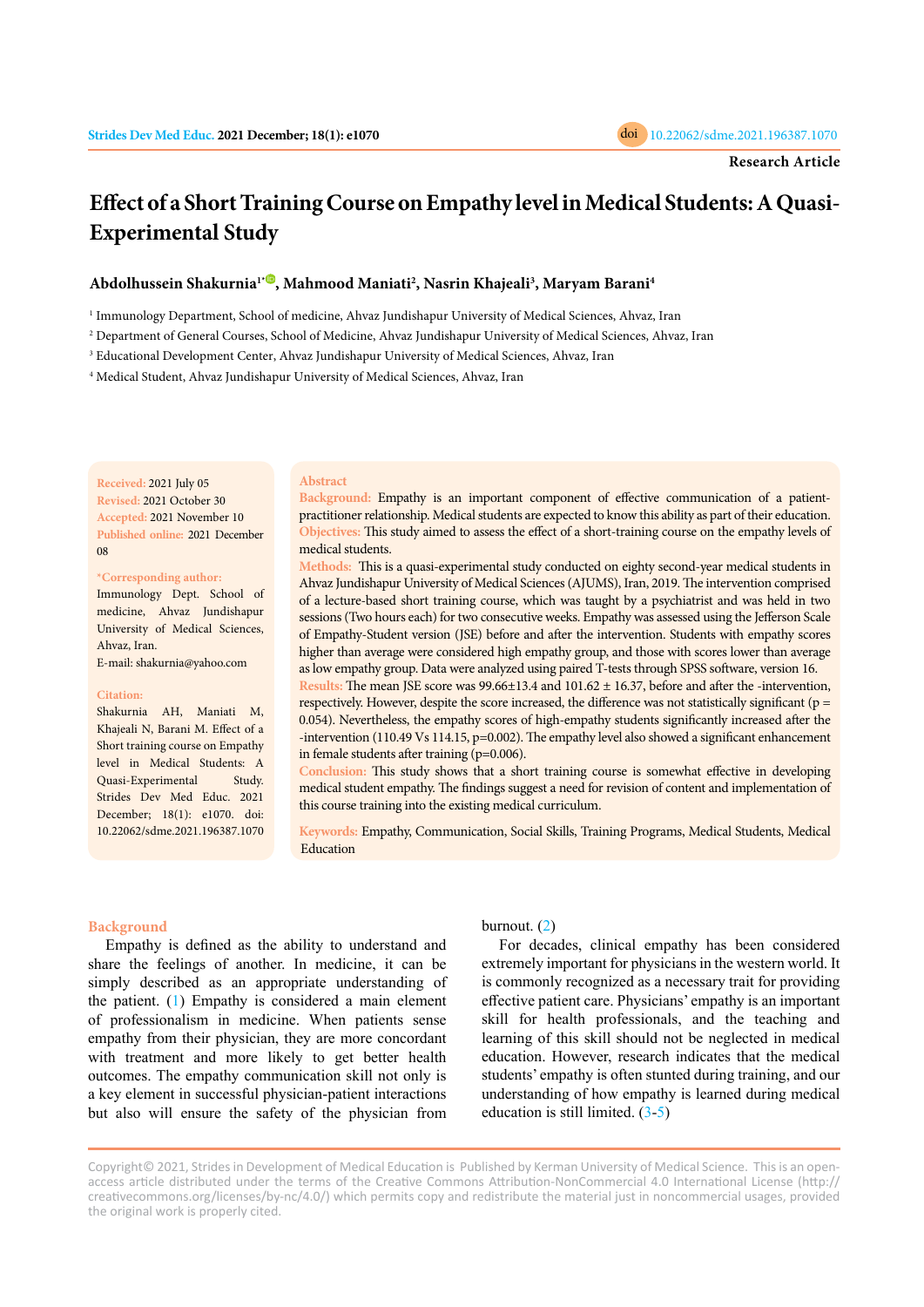Research Article

# Effect of a Short Training Course on Empathy level in Medical Students: A Quasi-Experimental Study

**Abdolhussein Shakurnia[1*], Mahmood Maniati[2], Nasrin Khajeali[3], Maryam Barani[4]**

[1] Immunology Department, School of medicine, Ahvaz Jundishapur University of Medical Sciences, Ahvaz, Iran

[2] Department of General Courses, School of Medicine, Ahvaz Jundishapur University of Medical Sciences, Ahvaz, Iran

[3] Educational Development Center, Ahvaz Jundishapur University of Medical Sciences, Ahvaz, Iran

[4] Medical Student, Ahvaz Jundishapur University of Medical Sciences, Ahvaz, Iran

**Received:** 2021 July 05
**Revised:** 2021 October 30
**Accepted:** 2021 November 10
**Published online:** 2021 December 08

**\*Corresponding author:**
Immunology Dept. School of medicine, Ahvaz Jundishapur University of Medical Sciences, Ahvaz, Iran.
E-mail: shakurnia@yahoo.com

**Citation:**
Shakurnia AH, Maniati M, Khajeali N, Barani M. Effect of a Short training course on Empathy level in Medical Students: A Quasi-Experimental Study. Strides Dev Med Educ. 2021 December; 18(1): e1070. doi: 10.22062/sdme.2021.196387.1070

## Abstract

**Background:** Empathy is an important component of effective communication of a patient-practitioner relationship. Medical students are expected to know this ability as part of their education.

**Objectives:** This study aimed to assess the effect of a short-training course on the empathy levels of medical students.

**Methods:** This is a quasi-experimental study conducted on eighty second-year medical students in Ahvaz Jundishapur University of Medical Sciences (AJUMS), Iran, 2019. The intervention comprised of a lecture-based short training course, which was taught by a psychiatrist and was held in two sessions (Two hours each) for two consecutive weeks. Empathy was assessed using the Jefferson Scale of Empathy-Student version (JSE) before and after the intervention. Students with empathy scores higher than average were considered high empathy group, and those with scores lower than average as low empathy group. Data were analyzed using paired T-tests through SPSS software, version 16.

**Results:** The mean JSE score was 99.66±13.4 and 101.62 ± 16.37, before and after the -intervention, respectively. However, despite the score increased, the difference was not statistically significant (p = 0.054). Nevertheless, the empathy scores of high-empathy students significantly increased after the -intervention (110.49 Vs 114.15, p=0.002). The empathy level also showed a significant enhancement in female students after training (p=0.006).

**Conclusion:** This study shows that a short training course is somewhat effective in developing medical student empathy. The findings suggest a need for revision of content and implementation of this course training into the existing medical curriculum.

**Keywords:** Empathy, Communication, Social Skills, Training Programs, Medical Students, Medical Education

## Background

Empathy is defined as the ability to understand and share the feelings of another. In medicine, it can be simply described as an appropriate understanding of the patient. (1) Empathy is considered a main element of professionalism in medicine. When patients sense empathy from their physician, they are more concordant with treatment and more likely to get better health outcomes. The empathy communication skill not only is a key element in successful physician-patient interactions but also will ensure the safety of the physician from burnout. (2)

For decades, clinical empathy has been considered extremely important for physicians in the western world. It is commonly recognized as a necessary trait for providing effective patient care. Physicians' empathy is an important skill for health professionals, and the teaching and learning of this skill should not be neglected in medical education. However, research indicates that the medical students' empathy is often stunted during training, and our understanding of how empathy is learned during medical education is still limited. (3-5)

Copyright© 2021, Strides in Development of Medical Education is Published by Kerman University of Medical Science. This is an open-access article distributed under the terms of the Creative Commons Attribution-NonCommercial 4.0 International License (http://creativecommons.org/licenses/by-nc/4.0/) which permits copy and redistribute the material just in noncommercial usages, provided the original work is properly cited.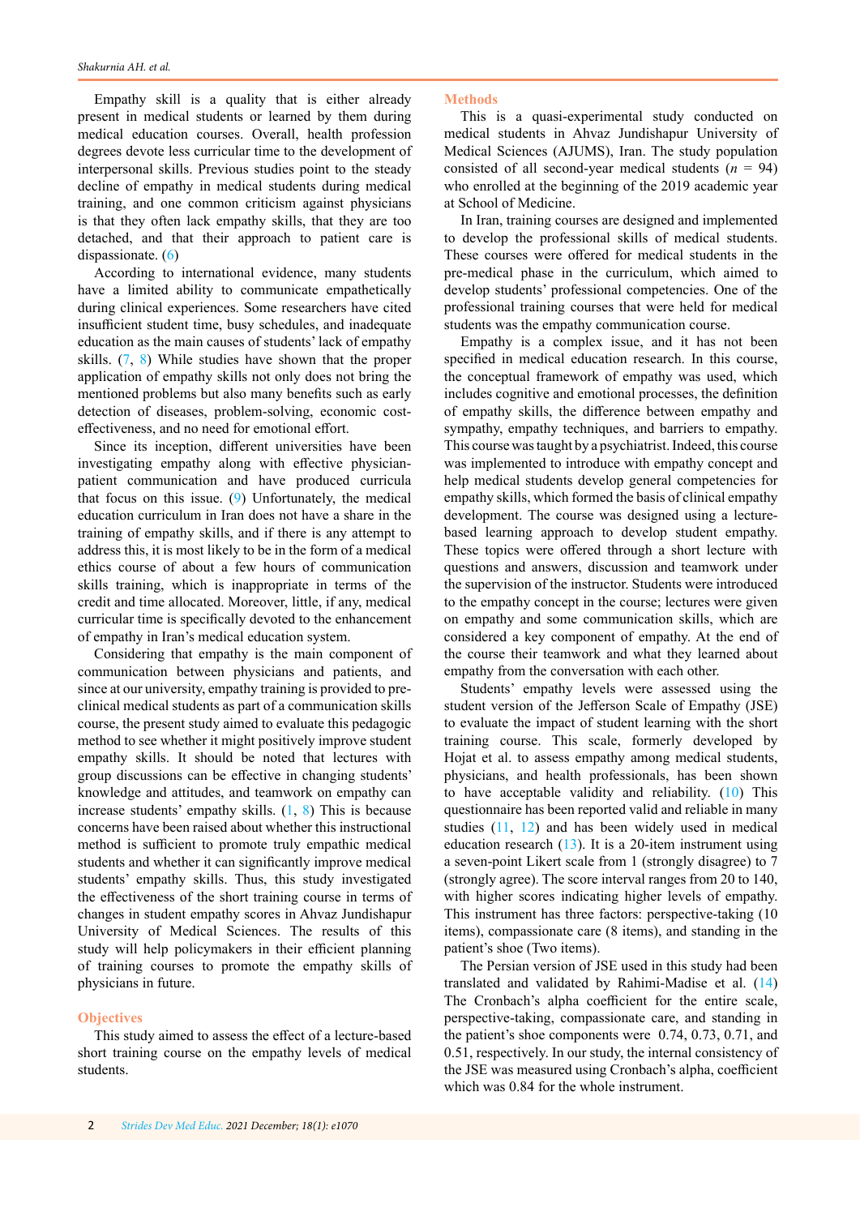Empathy skill is a quality that is either already present in medical students or learned by them during medical education courses. Overall, health profession degrees devote less curricular time to the development of interpersonal skills. Previous studies point to the steady decline of empathy in medical students during medical training, and one common criticism against physicians is that they often lack empathy skills, that they are too detached, and that their approach to patient care is dispassionate. (6)

According to international evidence, many students have a limited ability to communicate empathetically during clinical experiences. Some researchers have cited insufficient student time, busy schedules, and inadequate education as the main causes of students' lack of empathy skills. (7, 8) While studies have shown that the proper application of empathy skills not only does not bring the mentioned problems but also many benefits such as early detection of diseases, problem-solving, economic cost-effectiveness, and no need for emotional effort.

Since its inception, different universities have been investigating empathy along with effective physician-patient communication and have produced curricula that focus on this issue. (9) Unfortunately, the medical education curriculum in Iran does not have a share in the training of empathy skills, and if there is any attempt to address this, it is most likely to be in the form of a medical ethics course of about a few hours of communication skills training, which is inappropriate in terms of the credit and time allocated. Moreover, little, if any, medical curricular time is specifically devoted to the enhancement of empathy in Iran's medical education system.

Considering that empathy is the main component of communication between physicians and patients, and since at our university, empathy training is provided to pre-clinical medical students as part of a communication skills course, the present study aimed to evaluate this pedagogic method to see whether it might positively improve student empathy skills. It should be noted that lectures with group discussions can be effective in changing students' knowledge and attitudes, and teamwork on empathy can increase students' empathy skills. (1, 8) This is because concerns have been raised about whether this instructional method is sufficient to promote truly empathic medical students and whether it can significantly improve medical students' empathy skills. Thus, this study investigated the effectiveness of the short training course in terms of changes in student empathy scores in Ahvaz Jundishapur University of Medical Sciences. The results of this study will help policymakers in their efficient planning of training courses to promote the empathy skills of physicians in future.

## Objectives

This study aimed to assess the effect of a lecture-based short training course on the empathy levels of medical students.

## Methods

This is a quasi-experimental study conducted on medical students in Ahvaz Jundishapur University of Medical Sciences (AJUMS), Iran. The study population consisted of all second-year medical students ($n$ = 94) who enrolled at the beginning of the 2019 academic year at School of Medicine.

In Iran, training courses are designed and implemented to develop the professional skills of medical students. These courses were offered for medical students in the pre-medical phase in the curriculum, which aimed to develop students' professional competencies. One of the professional training courses that were held for medical students was the empathy communication course.

Empathy is a complex issue, and it has not been specified in medical education research. In this course, the conceptual framework of empathy was used, which includes cognitive and emotional processes, the definition of empathy skills, the difference between empathy and sympathy, empathy techniques, and barriers to empathy. This course was taught by a psychiatrist. Indeed, this course was implemented to introduce with empathy concept and help medical students develop general competencies for empathy skills, which formed the basis of clinical empathy development. The course was designed using a lecture-based learning approach to develop student empathy. These topics were offered through a short lecture with questions and answers, discussion and teamwork under the supervision of the instructor. Students were introduced to the empathy concept in the course; lectures were given on empathy and some communication skills, which are considered a key component of empathy. At the end of the course their teamwork and what they learned about empathy from the conversation with each other.

Students' empathy levels were assessed using the student version of the Jefferson Scale of Empathy (JSE) to evaluate the impact of student learning with the short training course. This scale, formerly developed by Hojat et al. to assess empathy among medical students, physicians, and health professionals, has been shown to have acceptable validity and reliability. (10) This questionnaire has been reported valid and reliable in many studies (11, 12) and has been widely used in medical education research (13). It is a 20-item instrument using a seven-point Likert scale from 1 (strongly disagree) to 7 (strongly agree). The score interval ranges from 20 to 140, with higher scores indicating higher levels of empathy. This instrument has three factors: perspective-taking (10 items), compassionate care (8 items), and standing in the patient's shoe (Two items).

The Persian version of JSE used in this study had been translated and validated by Rahimi-Madise et al. (14) The Cronbach's alpha coefficient for the entire scale, perspective-taking, compassionate care, and standing in the patient's shoe components were 0.74, 0.73, 0.71, and 0.51, respectively. In our study, the internal consistency of the JSE was measured using Cronbach's alpha, coefficient which was 0.84 for the whole instrument.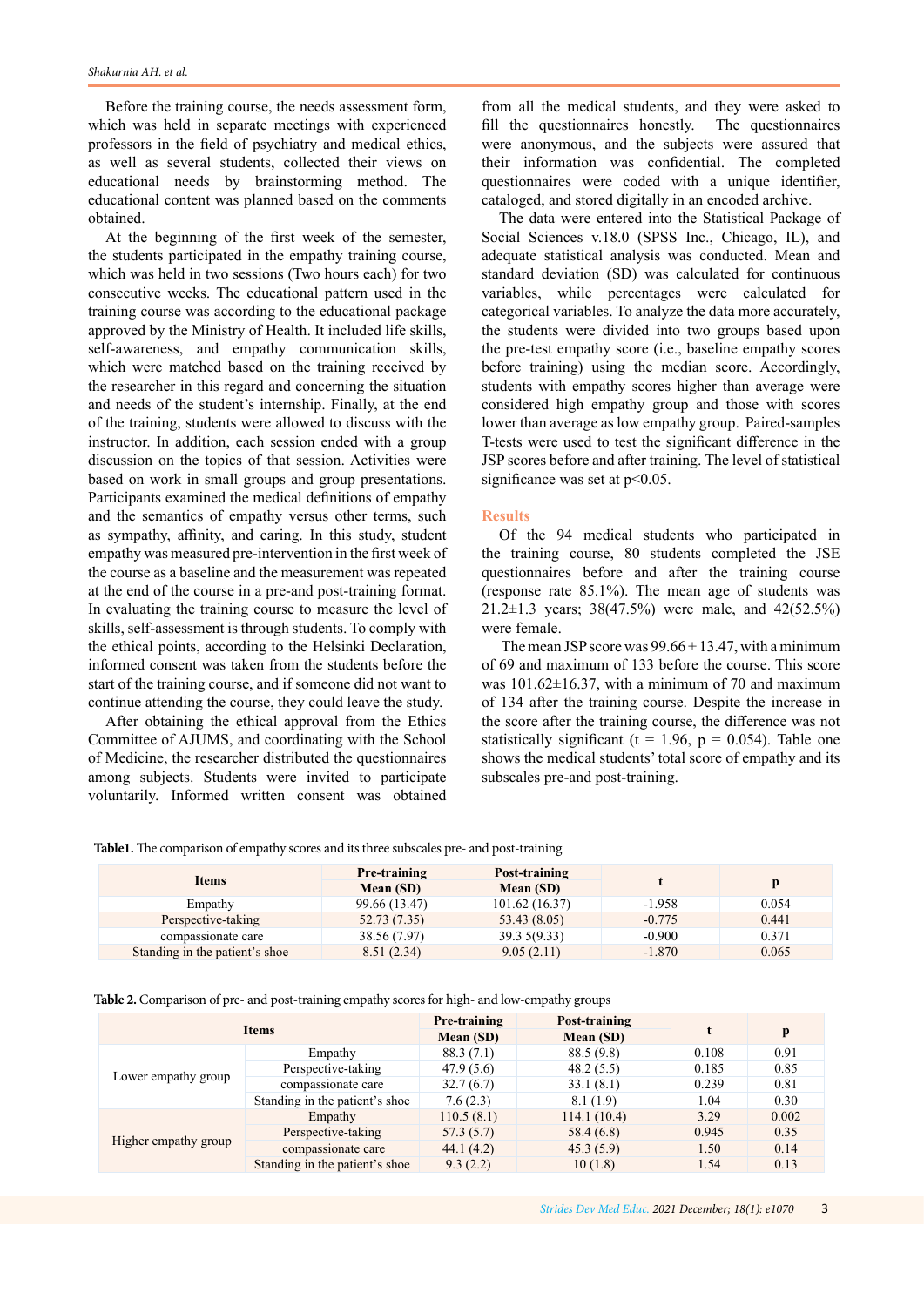Before the training course, the needs assessment form, which was held in separate meetings with experienced professors in the field of psychiatry and medical ethics, as well as several students, collected their views on educational needs by brainstorming method. The educational content was planned based on the comments obtained.

At the beginning of the first week of the semester, the students participated in the empathy training course, which was held in two sessions (Two hours each) for two consecutive weeks. The educational pattern used in the training course was according to the educational package approved by the Ministry of Health. It included life skills, self-awareness, and empathy communication skills, which were matched based on the training received by the researcher in this regard and concerning the situation and needs of the student's internship. Finally, at the end of the training, students were allowed to discuss with the instructor. In addition, each session ended with a group discussion on the topics of that session. Activities were based on work in small groups and group presentations. Participants examined the medical definitions of empathy and the semantics of empathy versus other terms, such as sympathy, affinity, and caring. In this study, student empathy was measured pre-intervention in the first week of the course as a baseline and the measurement was repeated at the end of the course in a pre-and post-training format. In evaluating the training course to measure the level of skills, self-assessment is through students. To comply with the ethical points, according to the Helsinki Declaration, informed consent was taken from the students before the start of the training course, and if someone did not want to continue attending the course, they could leave the study.

After obtaining the ethical approval from the Ethics Committee of AJUMS, and coordinating with the School of Medicine, the researcher distributed the questionnaires among subjects. Students were invited to participate voluntarily. Informed written consent was obtained from all the medical students, and they were asked to fill the questionnaires honestly. The questionnaires were anonymous, and the subjects were assured that their information was confidential. The completed questionnaires were coded with a unique identifier, cataloged, and stored digitally in an encoded archive.

The data were entered into the Statistical Package of Social Sciences v.18.0 (SPSS Inc., Chicago, IL), and adequate statistical analysis was conducted. Mean and standard deviation (SD) was calculated for continuous variables, while percentages were calculated for categorical variables. To analyze the data more accurately, the students were divided into two groups based upon the pre-test empathy score (i.e., baseline empathy scores before training) using the median score. Accordingly, students with empathy scores higher than average were considered high empathy group and those with scores lower than average as low empathy group. Paired-samples T-tests were used to test the significant difference in the JSP scores before and after training. The level of statistical significance was set at $p<0.05$.

## Results

Of the 94 medical students who participated in the training course, 80 students completed the JSE questionnaires before and after the training course (response rate 85.1%). The mean age of students was 21.2±1.3 years; 38(47.5%) were male, and 42(52.5%) were female.

The mean JSP score was 99.66 ± 13.47, with a minimum of 69 and maximum of 133 before the course. This score was 101.62±16.37, with a minimum of 70 and maximum of 134 after the training course. Despite the increase in the score after the training course, the difference was not statistically significant ($t = 1.96$, $p = 0.054$). Table one shows the medical students' total score of empathy and its subscales pre-and post-training.

**Table1.** The comparison of empathy scores and its three subscales pre- and post-training

| Items | Pre-training Mean (SD) | Post-training Mean (SD) | t | p |
|---|---|---|---|---|
| Empathy | 99.66 (13.47) | 101.62 (16.37) | -1.958 | 0.054 |
| Perspective-taking | 52.73 (7.35) | 53.43 (8.05) | -0.775 | 0.441 |
| compassionate care | 38.56 (7.97) | 39.3 5(9.33) | -0.900 | 0.371 |
| Standing in the patient's shoe | 8.51 (2.34) | 9.05 (2.11) | -1.870 | 0.065 |

**Table 2.** Comparison of pre- and post-training empathy scores for high- and low-empathy groups

| Items | | Pre-training Mean (SD) | Post-training Mean (SD) | t | p |
|---|---|---|---|---|---|
| Lower empathy group | Empathy | 88.3 (7.1) | 88.5 (9.8) | 0.108 | 0.91 |
| | Perspective-taking | 47.9 (5.6) | 48.2 (5.5) | 0.185 | 0.85 |
| | compassionate care | 32.7 (6.7) | 33.1 (8.1) | 0.239 | 0.81 |
| | Standing in the patient's shoe | 7.6 (2.3) | 8.1 (1.9) | 1.04 | 0.30 |
| Higher empathy group | Empathy | 110.5 (8.1) | 114.1 (10.4) | 3.29 | 0.002 |
| | Perspective-taking | 57.3 (5.7) | 58.4 (6.8) | 0.945 | 0.35 |
| | compassionate care | 44.1 (4.2) | 45.3 (5.9) | 1.50 | 0.14 |
| | Standing in the patient's shoe | 9.3 (2.2) | 10 (1.8) | 1.54 | 0.13 |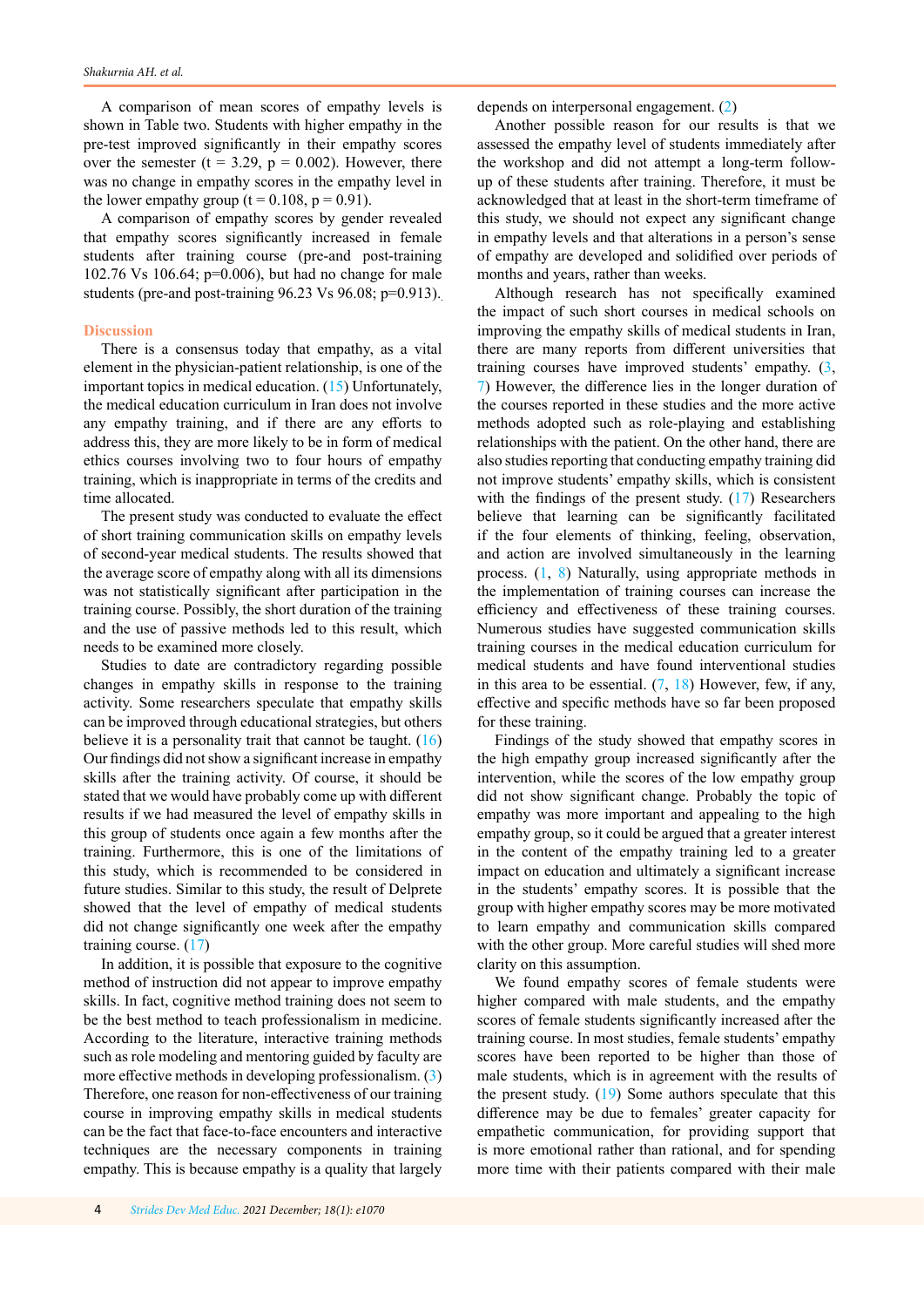A comparison of mean scores of empathy levels is shown in Table two. Students with higher empathy in the pre-test improved significantly in their empathy scores over the semester ($t = 3.29$, $p = 0.002$). However, there was no change in empathy scores in the empathy level in the lower empathy group ($t = 0.108$, $p = 0.91$).

A comparison of empathy scores by gender revealed that empathy scores significantly increased in female students after training course (pre-and post-training 102.76 Vs 106.64; $p=0.006$), but had no change for male students (pre-and post-training 96.23 Vs 96.08; $p=0.913$).

## Discussion

There is a consensus today that empathy, as a vital element in the physician-patient relationship, is one of the important topics in medical education. (15) Unfortunately, the medical education curriculum in Iran does not involve any empathy training, and if there are any efforts to address this, they are more likely to be in form of medical ethics courses involving two to four hours of empathy training, which is inappropriate in terms of the credits and time allocated.

The present study was conducted to evaluate the effect of short training communication skills on empathy levels of second-year medical students. The results showed that the average score of empathy along with all its dimensions was not statistically significant after participation in the training course. Possibly, the short duration of the training and the use of passive methods led to this result, which needs to be examined more closely.

Studies to date are contradictory regarding possible changes in empathy skills in response to the training activity. Some researchers speculate that empathy skills can be improved through educational strategies, but others believe it is a personality trait that cannot be taught. (16) Our findings did not show a significant increase in empathy skills after the training activity. Of course, it should be stated that we would have probably come up with different results if we had measured the level of empathy skills in this group of students once again a few months after the training. Furthermore, this is one of the limitations of this study, which is recommended to be considered in future studies. Similar to this study, the result of Delprete showed that the level of empathy of medical students did not change significantly one week after the empathy training course. (17)

In addition, it is possible that exposure to the cognitive method of instruction did not appear to improve empathy skills. In fact, cognitive method training does not seem to be the best method to teach professionalism in medicine. According to the literature, interactive training methods such as role modeling and mentoring guided by faculty are more effective methods in developing professionalism. (3) Therefore, one reason for non-effectiveness of our training course in improving empathy skills in medical students can be the fact that face-to-face encounters and interactive techniques are the necessary components in training empathy. This is because empathy is a quality that largely depends on interpersonal engagement. (2)

Another possible reason for our results is that we assessed the empathy level of students immediately after the workshop and did not attempt a long-term follow-up of these students after training. Therefore, it must be acknowledged that at least in the short-term timeframe of this study, we should not expect any significant change in empathy levels and that alterations in a person's sense of empathy are developed and solidified over periods of months and years, rather than weeks.

Although research has not specifically examined the impact of such short courses in medical schools on improving the empathy skills of medical students in Iran, there are many reports from different universities that training courses have improved students' empathy. (3, 7) However, the difference lies in the longer duration of the courses reported in these studies and the more active methods adopted such as role-playing and establishing relationships with the patient. On the other hand, there are also studies reporting that conducting empathy training did not improve students' empathy skills, which is consistent with the findings of the present study. (17) Researchers believe that learning can be significantly facilitated if the four elements of thinking, feeling, observation, and action are involved simultaneously in the learning process. (1, 8) Naturally, using appropriate methods in the implementation of training courses can increase the efficiency and effectiveness of these training courses. Numerous studies have suggested communication skills training courses in the medical education curriculum for medical students and have found interventional studies in this area to be essential. (7, 18) However, few, if any, effective and specific methods have so far been proposed for these training.

Findings of the study showed that empathy scores in the high empathy group increased significantly after the intervention, while the scores of the low empathy group did not show significant change. Probably the topic of empathy was more important and appealing to the high empathy group, so it could be argued that a greater interest in the content of the empathy training led to a greater impact on education and ultimately a significant increase in the students' empathy scores. It is possible that the group with higher empathy scores may be more motivated to learn empathy and communication skills compared with the other group. More careful studies will shed more clarity on this assumption.

We found empathy scores of female students were higher compared with male students, and the empathy scores of female students significantly increased after the training course. In most studies, female students' empathy scores have been reported to be higher than those of male students, which is in agreement with the results of the present study. (19) Some authors speculate that this difference may be due to females' greater capacity for empathetic communication, for providing support that is more emotional rather than rational, and for spending more time with their patients compared with their male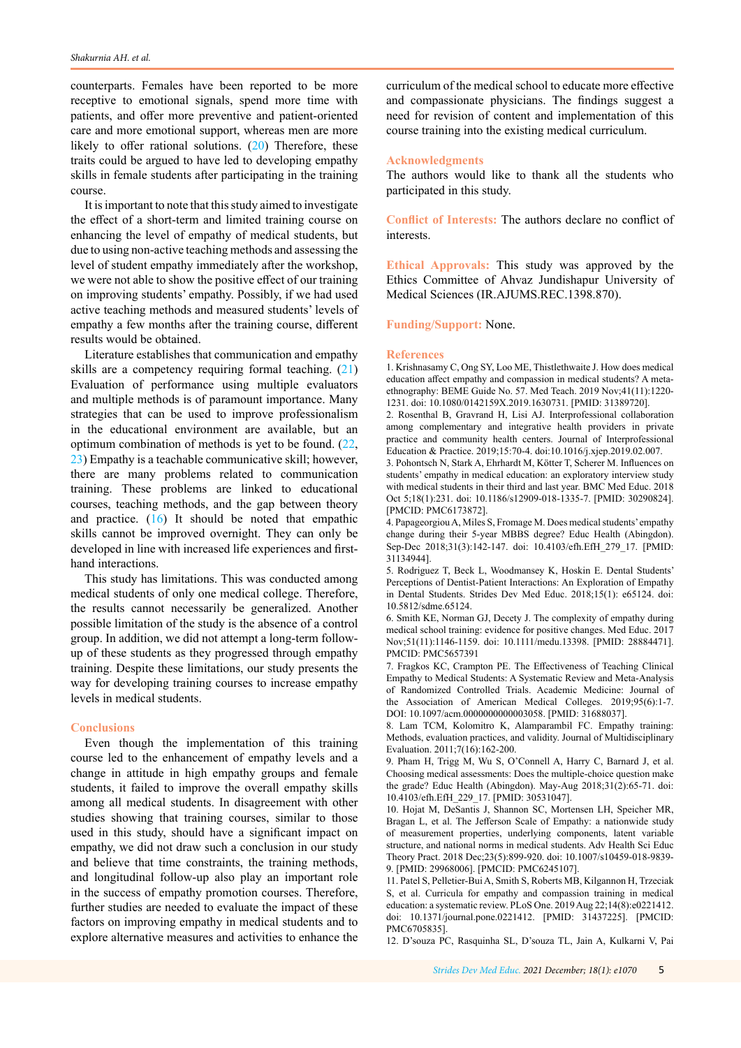counterparts. Females have been reported to be more receptive to emotional signals, spend more time with patients, and offer more preventive and patient-oriented care and more emotional support, whereas men are more likely to offer rational solutions. (20) Therefore, these traits could be argued to have led to developing empathy skills in female students after participating in the training course.

It is important to note that this study aimed to investigate the effect of a short-term and limited training course on enhancing the level of empathy of medical students, but due to using non-active teaching methods and assessing the level of student empathy immediately after the workshop, we were not able to show the positive effect of our training on improving students' empathy. Possibly, if we had used active teaching methods and measured students' levels of empathy a few months after the training course, different results would be obtained.

Literature establishes that communication and empathy skills are a competency requiring formal teaching. (21) Evaluation of performance using multiple evaluators and multiple methods is of paramount importance. Many strategies that can be used to improve professionalism in the educational environment are available, but an optimum combination of methods is yet to be found. (22, 23) Empathy is a teachable communicative skill; however, there are many problems related to communication training. These problems are linked to educational courses, teaching methods, and the gap between theory and practice. (16) It should be noted that empathic skills cannot be improved overnight. They can only be developed in line with increased life experiences and first-hand interactions.

This study has limitations. This was conducted among medical students of only one medical college. Therefore, the results cannot necessarily be generalized. Another possible limitation of the study is the absence of a control group. In addition, we did not attempt a long-term follow-up of these students as they progressed through empathy training. Despite these limitations, our study presents the way for developing training courses to increase empathy levels in medical students.

## Conclusions

Even though the implementation of this training course led to the enhancement of empathy levels and a change in attitude in high empathy groups and female students, it failed to improve the overall empathy skills among all medical students. In disagreement with other studies showing that training courses, similar to those used in this study, should have a significant impact on empathy, we did not draw such a conclusion in our study and believe that time constraints, the training methods, and longitudinal follow-up also play an important role in the success of empathy promotion courses. Therefore, further studies are needed to evaluate the impact of these factors on improving empathy in medical students and to explore alternative measures and activities to enhance the curriculum of the medical school to educate more effective and compassionate physicians. The findings suggest a need for revision of content and implementation of this course training into the existing medical curriculum.

## Acknowledgments

The authors would like to thank all the students who participated in this study.

**Conflict of Interests:** The authors declare no conflict of interests.

**Ethical Approvals:** This study was approved by the Ethics Committee of Ahvaz Jundishapur University of Medical Sciences (IR.AJUMS.REC.1398.870).

**Funding/Support:** None.

## References

1. Krishnasamy C, Ong SY, Loo ME, Thistlethwaite J. How does medical education affect empathy and compassion in medical students? A meta-ethnography: BEME Guide No. 57. Med Teach. 2019 Nov;41(11):1220-1231. doi: 10.1080/0142159X.2019.1630731. [PMID: 31389720].
2. Rosenthal B, Gravrand H, Lisi AJ. Interprofessional collaboration among complementary and integrative health providers in private practice and community health centers. Journal of Interprofessional Education & Practice. 2019;15:70-4. doi:10.1016/j.xjep.2019.02.007.
3. Pohontsch N, Stark A, Ehrhardt M, Kötter T, Scherer M. Influences on students' empathy in medical education: an exploratory interview study with medical students in their third and last year. BMC Med Educ. 2018 Oct 5;18(1):231. doi: 10.1186/s12909-018-1335-7. [PMID: 30290824]. [PMCID: PMC6173872].
4. Papageorgiou A, Miles S, Fromage M. Does medical students' empathy change during their 5-year MBBS degree? Educ Health (Abingdon). Sep-Dec 2018;31(3):142-147. doi: 10.4103/efh.EfH_279_17. [PMID: 31134944].
5. Rodriguez T, Beck L, Woodmansey K, Hoskin E. Dental Students' Perceptions of Dentist-Patient Interactions: An Exploration of Empathy in Dental Students. Strides Dev Med Educ. 2018;15(1): e65124. doi: 10.5812/sdme.65124.
6. Smith KE, Norman GJ, Decety J. The complexity of empathy during medical school training: evidence for positive changes. Med Educ. 2017 Nov;51(11):1146-1159. doi: 10.1111/medu.13398. [PMID: 28884471]. PMCID: PMC5657391
7. Fragkos KC, Crampton PE. The Effectiveness of Teaching Clinical Empathy to Medical Students: A Systematic Review and Meta-Analysis of Randomized Controlled Trials. Academic Medicine: Journal of the Association of American Medical Colleges. 2019;95(6):1-7. DOI: 10.1097/acm.0000000000003058. [PMID: 31688037].
8. Lam TCM, Kolomitro K, Alamparambil FC. Empathy training: Methods, evaluation practices, and validity. Journal of Multidisciplinary Evaluation. 2011;7(16):162-200.
9. Pham H, Trigg M, Wu S, O'Connell A, Harry C, Barnard J, et al. Choosing medical assessments: Does the multiple-choice question make the grade? Educ Health (Abingdon). May-Aug 2018;31(2):65-71. doi: 10.4103/efh.EfH_229_17. [PMID: 30531047].
10. Hojat M, DeSantis J, Shannon SC, Mortensen LH, Speicher MR, Bragan L, et al. The Jefferson Scale of Empathy: a nationwide study of measurement properties, underlying components, latent variable structure, and national norms in medical students. Adv Health Sci Educ Theory Pract. 2018 Dec;23(5):899-920. doi: 10.1007/s10459-018-9839-9. [PMID: 29968006]. [PMCID: PMC6245107].
11. Patel S, Pelletier-Bui A, Smith S, Roberts MB, Kilgannon H, Trzeciak S, et al. Curricula for empathy and compassion training in medical education: a systematic review. PLoS One. 2019 Aug 22;14(8):e0221412. doi: 10.1371/journal.pone.0221412. [PMID: 31437225]. [PMCID: PMC6705835].
12. D'souza PC, Rasquinha SL, D'souza TL, Jain A, Kulkarni V, Pai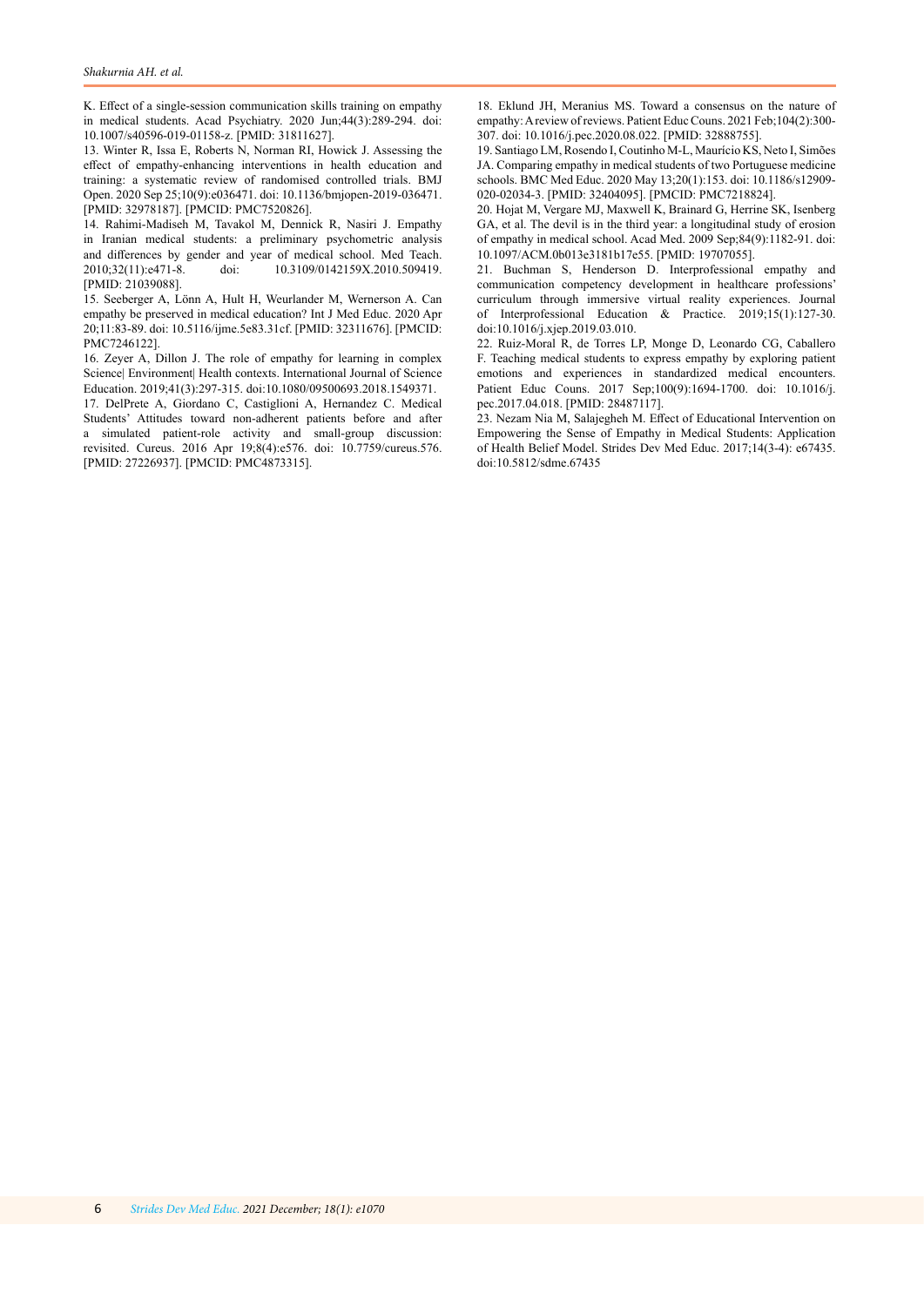K. Effect of a single-session communication skills training on empathy in medical students. Acad Psychiatry. 2020 Jun;44(3):289-294. doi: 10.1007/s40596-019-01158-z. [PMID: 31811627].

13. Winter R, Issa E, Roberts N, Norman RI, Howick J. Assessing the effect of empathy-enhancing interventions in health education and training: a systematic review of randomised controlled trials. BMJ Open. 2020 Sep 25;10(9):e036471. doi: 10.1136/bmjopen-2019-036471. [PMID: 32978187]. [PMCID: PMC7520826].

14. Rahimi-Madiseh M, Tavakol M, Dennick R, Nasiri J. Empathy in Iranian medical students: a preliminary psychometric analysis and differences by gender and year of medical school. Med Teach. 2010;32(11):e471-8. doi: 10.3109/0142159X.2010.509419. [PMID: 21039088].

15. Seeberger A, Lönn A, Hult H, Weurlander M, Wernerson A. Can empathy be preserved in medical education? Int J Med Educ. 2020 Apr 20;11:83-89. doi: 10.5116/ijme.5e83.31cf. [PMID: 32311676]. [PMCID: PMC7246122].

16. Zeyer A, Dillon J. The role of empathy for learning in complex Science| Environment| Health contexts. International Journal of Science Education. 2019;41(3):297-315. doi:10.1080/09500693.2018.1549371.

17. DelPrete A, Giordano C, Castiglioni A, Hernandez C. Medical Students' Attitudes toward non-adherent patients before and after a simulated patient-role activity and small-group discussion: revisited. Cureus. 2016 Apr 19;8(4):e576. doi: 10.7759/cureus.576. [PMID: 27226937]. [PMCID: PMC4873315].

18. Eklund JH, Meranius MS. Toward a consensus on the nature of empathy: A review of reviews. Patient Educ Couns. 2021 Feb;104(2):300-307. doi: 10.1016/j.pec.2020.08.022. [PMID: 32888755].

19. Santiago LM, Rosendo I, Coutinho M-L, Maurício KS, Neto I, Simões JA. Comparing empathy in medical students of two Portuguese medicine schools. BMC Med Educ. 2020 May 13;20(1):153. doi: 10.1186/s12909-020-02034-3. [PMID: 32404095]. [PMCID: PMC7218824].

20. Hojat M, Vergare MJ, Maxwell K, Brainard G, Herrine SK, Isenberg GA, et al. The devil is in the third year: a longitudinal study of erosion of empathy in medical school. Acad Med. 2009 Sep;84(9):1182-91. doi: 10.1097/ACM.0b013e3181b17e55. [PMID: 19707055].

21. Buchman S, Henderson D. Interprofessional empathy and communication competency development in healthcare professions' curriculum through immersive virtual reality experiences. Journal of Interprofessional Education & Practice. 2019;15(1):127-30. doi:10.1016/j.xjep.2019.03.010.

22. Ruiz-Moral R, de Torres LP, Monge D, Leonardo CG, Caballero F. Teaching medical students to express empathy by exploring patient emotions and experiences in standardized medical encounters. Patient Educ Couns. 2017 Sep;100(9):1694-1700. doi: 10.1016/j.pec.2017.04.018. [PMID: 28487117].

23. Nezam Nia M, Salajegheh M. Effect of Educational Intervention on Empowering the Sense of Empathy in Medical Students: Application of Health Belief Model. Strides Dev Med Educ. 2017;14(3-4): e67435. doi:10.5812/sdme.67435